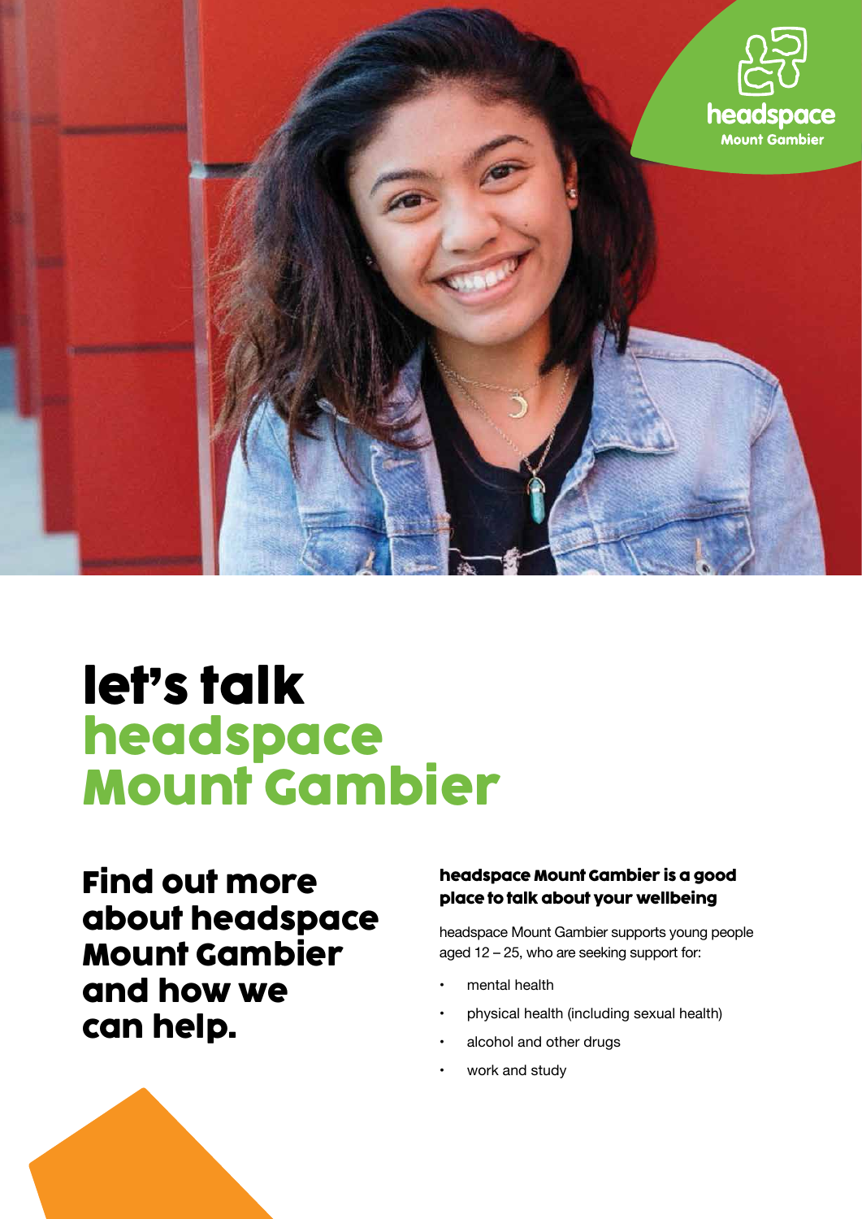headspace Mount Gambier

# let's talk headspace Mount Gambier

## Find out more about headspace Mount Gambier and how we can help.

### headspace Mount Gambier is a good place to talk about your wellbeing

headspace Mount Gambier supports young people aged 12 – 25, who are seeking support for:

- mental health
- physical health (including sexual health)
- alcohol and other drugs
- work and study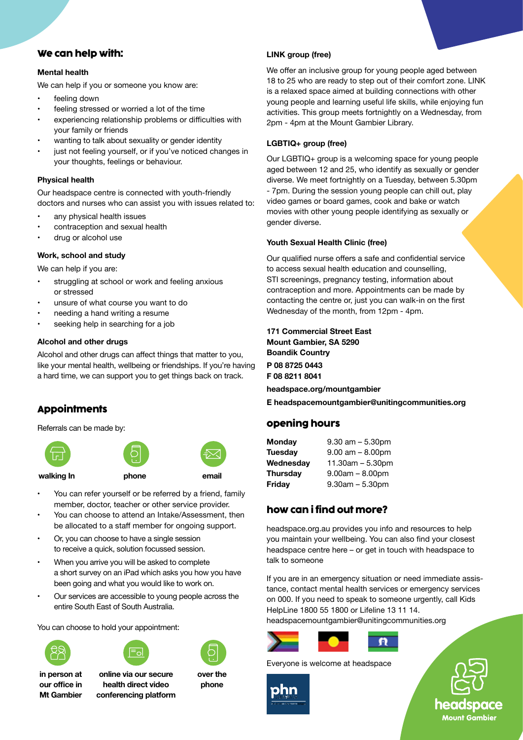## We can help with:

### Mental health

We can help if you or someone you know are:

- feeling down
- feeling stressed or worried a lot of the time
- experiencing relationship problems or difficulties with your family or friends
- wanting to talk about sexuality or gender identity
- just not feeling yourself, or if you've noticed changes in your thoughts, feelings or behaviour.

### Physical health

Our headspace centre is connected with youth-friendly doctors and nurses who can assist you with issues related to:

- any physical health issues
- contraception and sexual health
- drug or alcohol use

### Work, school and study

We can help if you are:

- struggling at school or work and feeling anxious or stressed
- unsure of what course you want to do
- needing a hand writing a resume
- seeking help in searching for a job

### Alcohol and other drugs

Alcohol and other drugs can affect things that matter to you, like your mental health, wellbeing or friendships. If you're having a hard time, we can support you to get things back on track.

## Appointments

Referrals can be made by:

**walking In** **phone** **email**

- You can refer yourself or be referred by a friend, family member, doctor, teacher or other service provider.
- You can choose to attend an Intake/Assessment, then be allocated to a staff member for ongoing support.
- Or, you can choose to have a single session to receive a quick, solution focussed session.
- When you arrive you will be asked to complete a short survey on an iPad which asks you how you have been going and what you would like to work on.
- Our services are accessible to young people across the entire South East of South Australia.

You can choose to hold your appointment:

**in person at our office in Mt Gambier** **online via our secure health direct video conferencing platform** **over the phone**

### LINK group (free)

We offer an inclusive group for young people aged between 18 to 25 who are ready to step out of their comfort zone. LINK is a relaxed space aimed at building connections with other young people and learning useful life skills, while enjoying fun activities. This group meets fortnightly on a Wednesday, from 2pm - 4pm at the Mount Gambier Library.

### LGBTIQ+ group (free)

Our LGBTIQ+ group is a welcoming space for young people aged between 12 and 25 who identify as sexually or gender diverse. We meet fortnightly on a Tuesday, between 5.30pm - 7pm. During the session young people can chill out, play video games or board games, cook and bake or watch movies with other young people identifying as sexually or gender diverse.

### Youth Sexual Health Clinic (free)

Our qualified nurse offers a safe and confidential service to access sexual health education and counselling, STI screenings, pregnancy testing, information about contraception and more. Appointments can be made by contacting the centre or, just you can walk-in on the first Wednesday of the month, from 12pm - 4pm.

**171 Commercial Street East**
**Mount Gambier, SA 5290**
**Boandik Country**
**P 08 8725 0443**
**F 08 8211 8041**
**headspace.org/mountgambier**
**E headspacemountgambier@unitingcommunities.org**

## opening hours

| | |
|---|---|
| **Monday** | 9.30 am – 5.30pm |
| **Tuesday** | 9.00 am – 8.00pm |
| **Wednesday** | 11.30am – 5.30pm |
| **Thursday** | 9.00am – 8.00pm |
| **Friday** | 9.30am – 5.30pm |

## how can i find out more?

headspace.org.au provides you info and resources to help you maintain your wellbeing. You can also find your closest headspace centre here – or get in touch with headspace to talk to someone

If you are in an emergency situation or need immediate assistance, contact mental health services or emergency services on 000. If you need to speak to someone urgently, call Kids HelpLine 1800 55 1800 or Lifeline 13 11 14.
headspacemountgambier@unitingcommunities.org

Everyone is welcome at headspace

headspace
Mount Gambier